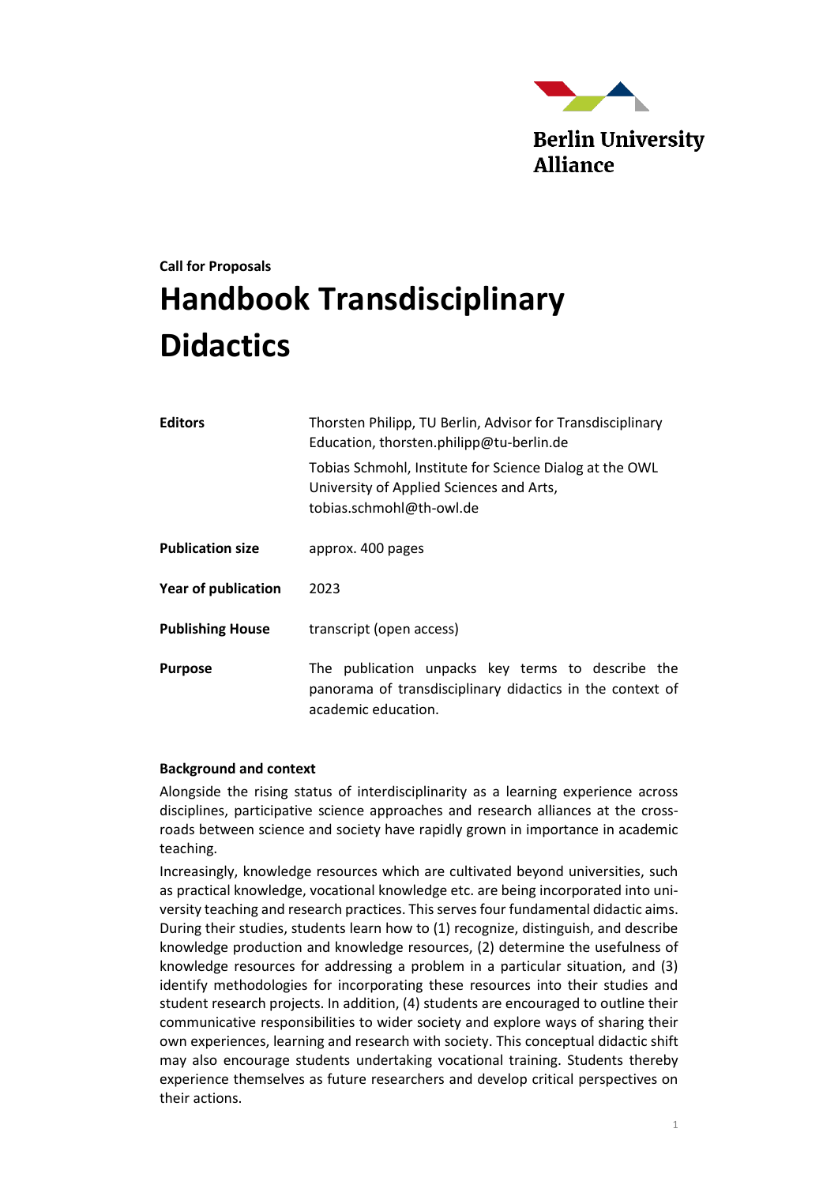Berlin University Alliance

**Call for Proposals**

# Handbook Transdisciplinary Didactics

| | |
|---|---|
| **Editors** | Thorsten Philipp, TU Berlin, Advisor for Transdisciplinary Education, thorsten.philipp@tu-berlin.de<br>Tobias Schmohl, Institute for Science Dialog at the OWL University of Applied Sciences and Arts, tobias.schmohl@th-owl.de |
| **Publication size** | approx. 400 pages |
| **Year of publication** | 2023 |
| **Publishing House** | transcript (open access) |
| **Purpose** | The publication unpacks key terms to describe the panorama of transdisciplinary didactics in the context of academic education. |

**Background and context**

Alongside the rising status of interdisciplinarity as a learning experience across disciplines, participative science approaches and research alliances at the cross-roads between science and society have rapidly grown in importance in academic teaching.

Increasingly, knowledge resources which are cultivated beyond universities, such as practical knowledge, vocational knowledge etc. are being incorporated into university teaching and research practices. This serves four fundamental didactic aims. During their studies, students learn how to (1) recognize, distinguish, and describe knowledge production and knowledge resources, (2) determine the usefulness of knowledge resources for addressing a problem in a particular situation, and (3) identify methodologies for incorporating these resources into their studies and student research projects. In addition, (4) students are encouraged to outline their communicative responsibilities to wider society and explore ways of sharing their own experiences, learning and research with society. This conceptual didactic shift may also encourage students undertaking vocational training. Students thereby experience themselves as future researchers and develop critical perspectives on their actions.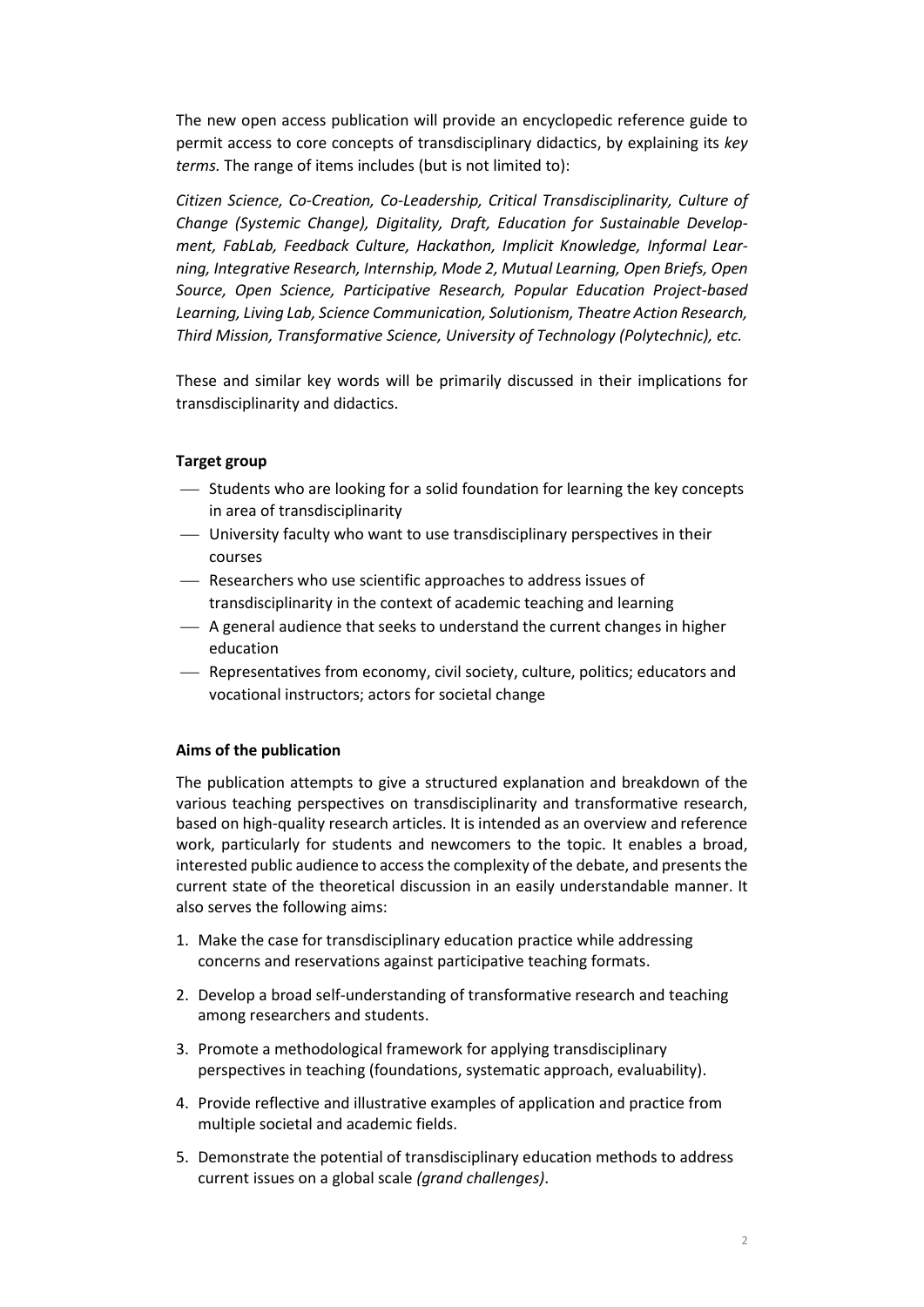The new open access publication will provide an encyclopedic reference guide to permit access to core concepts of transdisciplinary didactics, by explaining its *key terms.* The range of items includes (but is not limited to):

*Citizen Science, Co-Creation, Co-Leadership, Critical Transdisciplinarity, Culture of Change (Systemic Change), Digitality, Draft, Education for Sustainable Development, FabLab, Feedback Culture, Hackathon, Implicit Knowledge, Informal Learning, Integrative Research, Internship, Mode 2, Mutual Learning, Open Briefs, Open Source, Open Science, Participative Research, Popular Education Project-based Learning, Living Lab, Science Communication, Solutionism, Theatre Action Research, Third Mission, Transformative Science, University of Technology (Polytechnic), etc.*

These and similar key words will be primarily discussed in their implications for transdisciplinarity and didactics.

**Target group**

- Students who are looking for a solid foundation for learning the key concepts in area of transdisciplinarity
- University faculty who want to use transdisciplinary perspectives in their courses
- Researchers who use scientific approaches to address issues of transdisciplinarity in the context of academic teaching and learning
- A general audience that seeks to understand the current changes in higher education
- Representatives from economy, civil society, culture, politics; educators and vocational instructors; actors for societal change

**Aims of the publication**

The publication attempts to give a structured explanation and breakdown of the various teaching perspectives on transdisciplinarity and transformative research, based on high-quality research articles. It is intended as an overview and reference work, particularly for students and newcomers to the topic. It enables a broad, interested public audience to access the complexity of the debate, and presents the current state of the theoretical discussion in an easily understandable manner. It also serves the following aims:

1. Make the case for transdisciplinary education practice while addressing concerns and reservations against participative teaching formats.
2. Develop a broad self-understanding of transformative research and teaching among researchers and students.
3. Promote a methodological framework for applying transdisciplinary perspectives in teaching (foundations, systematic approach, evaluability).
4. Provide reflective and illustrative examples of application and practice from multiple societal and academic fields.
5. Demonstrate the potential of transdisciplinary education methods to address current issues on a global scale *(grand challenges)*.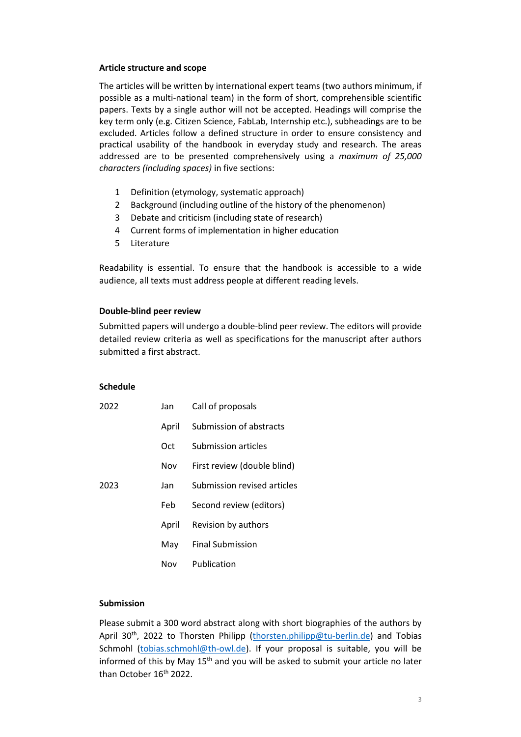**Article structure and scope**

The articles will be written by international expert teams (two authors minimum, if possible as a multi-national team) in the form of short, comprehensible scientific papers. Texts by a single author will not be accepted. Headings will comprise the key term only (e.g. Citizen Science, FabLab, Internship etc.), subheadings are to be excluded. Articles follow a defined structure in order to ensure consistency and practical usability of the handbook in everyday study and research. The areas addressed are to be presented comprehensively using a *maximum of 25,000 characters (including spaces)* in five sections:

1. Definition (etymology, systematic approach)
2. Background (including outline of the history of the phenomenon)
3. Debate and criticism (including state of research)
4. Current forms of implementation in higher education
5. Literature

Readability is essential. To ensure that the handbook is accessible to a wide audience, all texts must address people at different reading levels.

**Double-blind peer review**

Submitted papers will undergo a double-blind peer review. The editors will provide detailed review criteria as well as specifications for the manuscript after authors submitted a first abstract.

**Schedule**

| | | |
|---|---|---|
| 2022 | Jan | Call of proposals |
| | April | Submission of abstracts |
| | Oct | Submission articles |
| | Nov | First review (double blind) |
| 2023 | Jan | Submission revised articles |
| | Feb | Second review (editors) |
| | April | Revision by authors |
| | May | Final Submission |
| | Nov | Publication |

**Submission**

Please submit a 300 word abstract along with short biographies of the authors by April 30th, 2022 to Thorsten Philipp (thorsten.philipp@tu-berlin.de) and Tobias Schmohl (tobias.schmohl@th-owl.de). If your proposal is suitable, you will be informed of this by May 15th and you will be asked to submit your article no later than October 16th 2022.